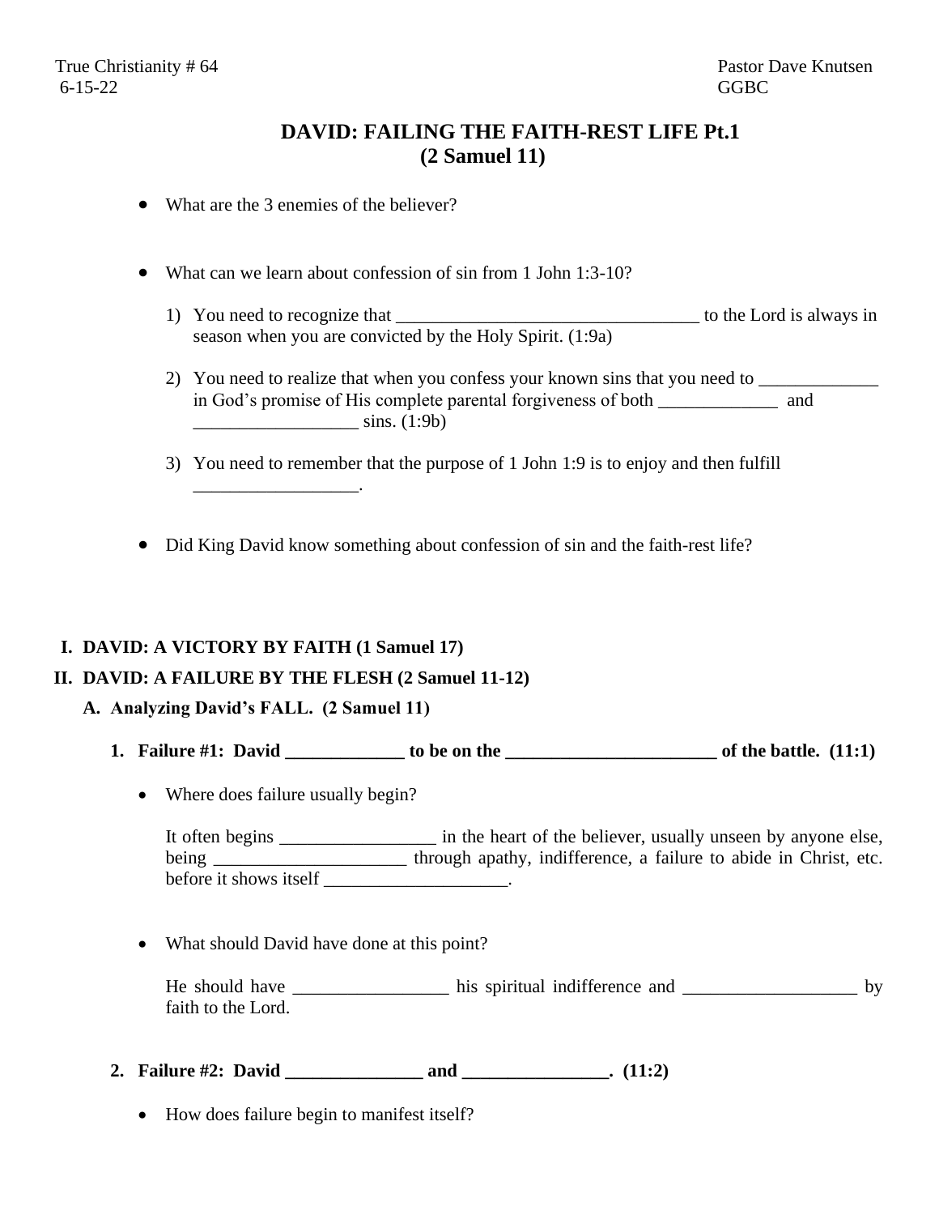True Christianity # 64
6-15-22

Pastor Dave Knutsen
GGBC

# DAVID: FAILING THE FAITH-REST LIFE Pt.1
# (2 Samuel 11)

- What are the 3 enemies of the believer?

- What can we learn about confession of sin from 1 John 1:3-10?

  1) You need to recognize that _________________________________ to the Lord is always in season when you are convicted by the Holy Spirit. (1:9a)

  2) You need to realize that when you confess your known sins that you need to _____________ in God's promise of His complete parental forgiveness of both _____________ and __________________ sins. (1:9b)

  3) You need to remember that the purpose of 1 John 1:9 is to enjoy and then fulfill __________________.

- Did King David know something about confession of sin and the faith-rest life?

**I. DAVID: A VICTORY BY FAITH (1 Samuel 17)**

**II. DAVID: A FAILURE BY THE FLESH (2 Samuel 11-12)**

**A. Analyzing David's FALL. (2 Samuel 11)**

**1. Failure #1: David _____________ to be on the _______________________ of the battle. (11:1)**

- Where does failure usually begin?

  It often begins _________________ in the heart of the believer, usually unseen by anyone else, being _____________________ through apathy, indifference, a failure to abide in Christ, etc. before it shows itself ____________________.

- What should David have done at this point?

  He should have _________________ his spiritual indifference and ___________________ by faith to the Lord.

**2. Failure #2: David _______________ and ________________. (11:2)**

- How does failure begin to manifest itself?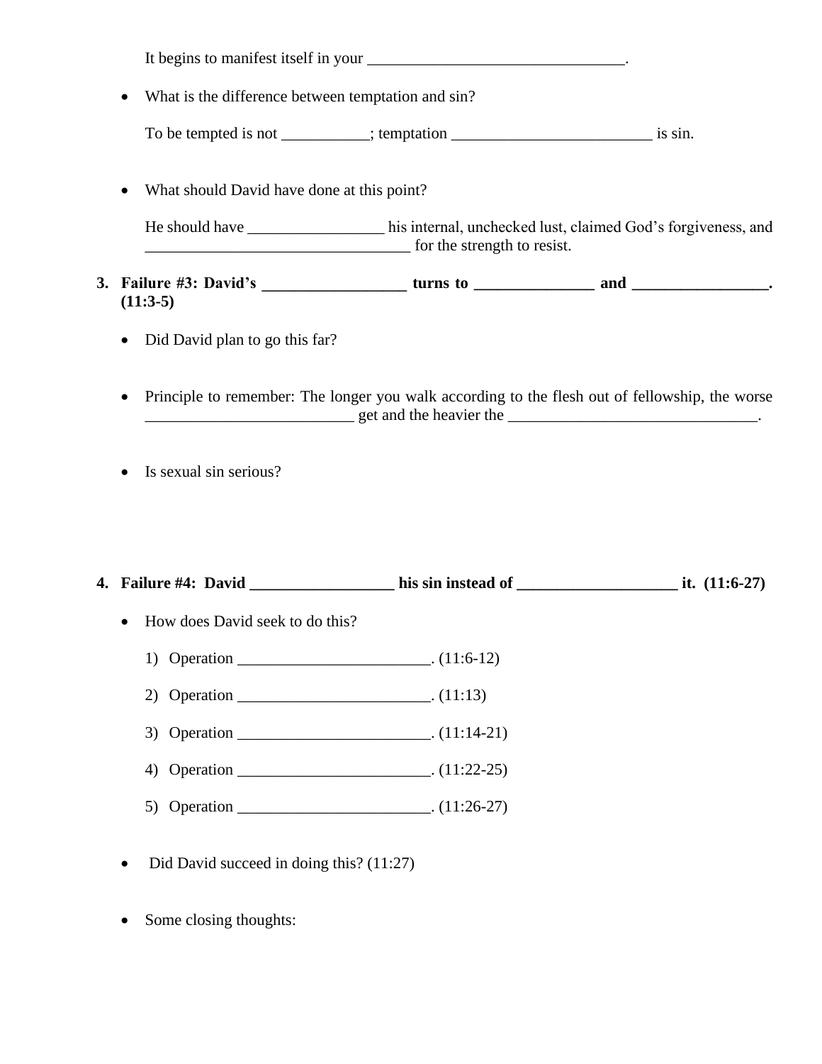It begins to manifest itself in your ________________________________.

- What is the difference between temptation and sin?

  To be tempted is not ___________; temptation _________________________ is sin.

- What should David have done at this point?

  He should have _________________ his internal, unchecked lust, claimed God's forgiveness, and _________________________________ for the strength to resist.

3. **Failure #3: David's _________________ turns to _______________ and _________________. (11:3-5)**

   - Did David plan to go this far?

   - Principle to remember: The longer you walk according to the flesh out of fellowship, the worse __________________________ get and the heavier the _______________________________.

   - Is sexual sin serious?

4. **Failure #4: David __________________ his sin instead of ____________________ it. (11:6-27)**

   - How does David seek to do this?

     1) Operation ________________________. (11:6-12)
     2) Operation ________________________. (11:13)
     3) Operation ________________________. (11:14-21)
     4) Operation ________________________. (11:22-25)
     5) Operation ________________________. (11:26-27)

   - Did David succeed in doing this? (11:27)

   - Some closing thoughts: